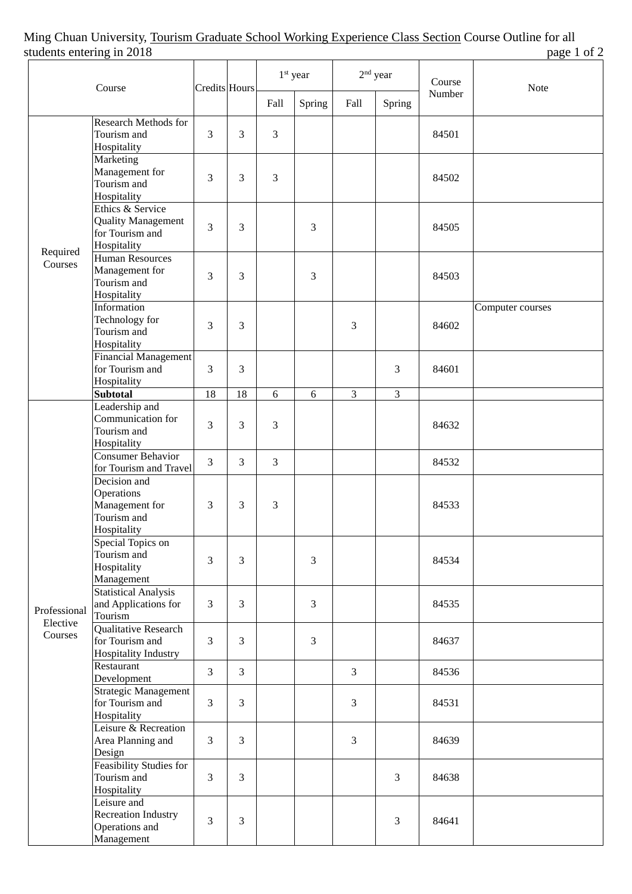Ming Chuan University, Tourism Graduate School Working Experience Class Section Course Outline for all students entering in 2018

| Course | | Credits | Hours | 1st year | | 2nd year | | Course Number | Note |
|---|---|---|---|---|---|---|---|---|---|
| | | | | Fall | Spring | Fall | Spring | | |
| Required Courses | Research Methods for Tourism and Hospitality | 3 | 3 | 3 | | | | 84501 | |
| | Marketing Management for Tourism and Hospitality | 3 | 3 | 3 | | | | 84502 | |
| | Ethics & Service Quality Management for Tourism and Hospitality | 3 | 3 | | 3 | | | 84505 | |
| | Human Resources Management for Tourism and Hospitality | 3 | 3 | | 3 | | | 84503 | |
| | Information Technology for Tourism and Hospitality | 3 | 3 | | | 3 | | 84602 | Computer courses |
| | Financial Management for Tourism and Hospitality | 3 | 3 | | | | 3 | 84601 | |
| | **Subtotal** | 18 | 18 | 6 | 6 | 3 | 3 | | |
| Professional Elective Courses | Leadership and Communication for Tourism and Hospitality | 3 | 3 | 3 | | | | 84632 | |
| | Consumer Behavior for Tourism and Travel | 3 | 3 | 3 | | | | 84532 | |
| | Decision and Operations Management for Tourism and Hospitality | 3 | 3 | 3 | | | | 84533 | |
| | Special Topics on Tourism and Hospitality Management | 3 | 3 | | 3 | | | 84534 | |
| | Statistical Analysis and Applications for Tourism | 3 | 3 | | 3 | | | 84535 | |
| | Qualitative Research for Tourism and Hospitality Industry | 3 | 3 | | 3 | | | 84637 | |
| | Restaurant Development | 3 | 3 | | | 3 | | 84536 | |
| | Strategic Management for Tourism and Hospitality | 3 | 3 | | | 3 | | 84531 | |
| | Leisure & Recreation Area Planning and Design | 3 | 3 | | | 3 | | 84639 | |
| | Feasibility Studies for Tourism and Hospitality | 3 | 3 | | | | 3 | 84638 | |
| | Leisure and Recreation Industry Operations and Management | 3 | 3 | | | | 3 | 84641 | |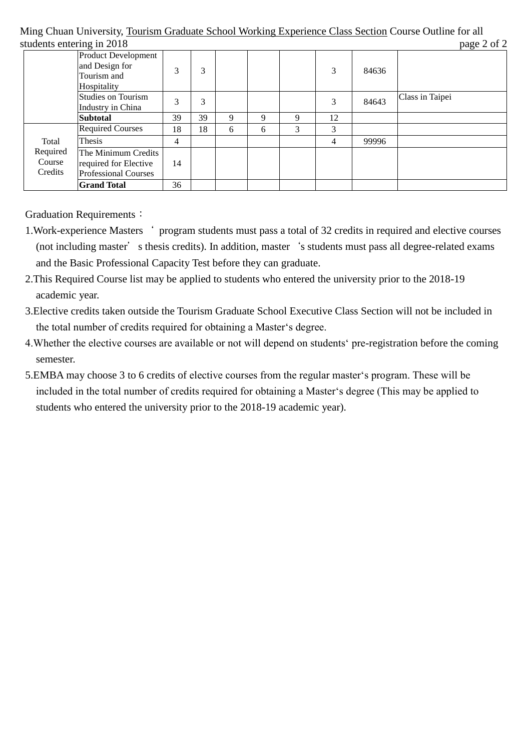Ming Chuan University, Tourism Graduate School Working Experience Class Section Course Outline for all students entering in 2018

| | | | | | | | | | |
|---|---|---|---|---|---|---|---|---|---|
| | Product Development and Design for Tourism and Hospitality | 3 | 3 | | | | 3 | 84636 | |
| | Studies on Tourism Industry in China | 3 | 3 | | | | 3 | 84643 | Class in Taipei |
| | **Subtotal** | 39 | 39 | 9 | 9 | 9 | 12 | | |
| Total Required Course Credits | Required Courses | 18 | 18 | 6 | 6 | 3 | 3 | | |
| | Thesis | 4 | | | | | 4 | 99996 | |
| | The Minimum Credits required for Elective Professional Courses | 14 | | | | | | | |
| | **Grand Total** | 36 | | | | | | | |

Graduation Requirements：

1. Work-experience Masters ‘ program students must pass a total of 32 credits in required and elective courses (not including master’ s thesis credits). In addition, master ‘s students must pass all degree-related exams and the Basic Professional Capacity Test before they can graduate.
2. This Required Course list may be applied to students who entered the university prior to the 2018-19 academic year.
3. Elective credits taken outside the Tourism Graduate School Executive Class Section will not be included in the total number of credits required for obtaining a Master‘s degree.
4. Whether the elective courses are available or not will depend on students‘ pre-registration before the coming semester.
5. EMBA may choose 3 to 6 credits of elective courses from the regular master‘s program. These will be included in the total number of credits required for obtaining a Master‘s degree (This may be applied to students who entered the university prior to the 2018-19 academic year).